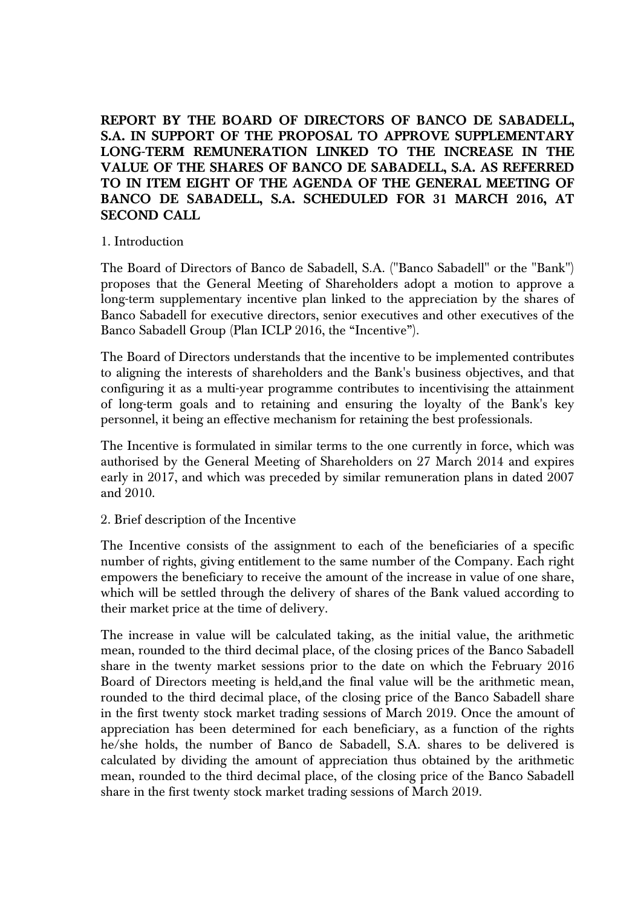**REPORT BY THE BOARD OF DIRECTORS OF BANCO DE SABADELL, S.A. IN SUPPORT OF THE PROPOSAL TO APPROVE SUPPLEMENTARY LONG-TERM REMUNERATION LINKED TO THE INCREASE IN THE VALUE OF THE SHARES OF BANCO DE SABADELL, S.A. AS REFERRED TO IN ITEM EIGHT OF THE AGENDA OF THE GENERAL MEETING OF BANCO DE SABADELL, S.A. SCHEDULED FOR 31 MARCH 2016, AT SECOND CALL**

1. Introduction

The Board of Directors of Banco de Sabadell, S.A. ("Banco Sabadell" or the "Bank") proposes that the General Meeting of Shareholders adopt a motion to approve a long-term supplementary incentive plan linked to the appreciation by the shares of Banco Sabadell for executive directors, senior executives and other executives of the Banco Sabadell Group (Plan ICLP 2016, the "Incentive").

The Board of Directors understands that the incentive to be implemented contributes to aligning the interests of shareholders and the Bank's business objectives, and that configuring it as a multi-year programme contributes to incentivising the attainment of long-term goals and to retaining and ensuring the loyalty of the Bank's key personnel, it being an effective mechanism for retaining the best professionals.

The Incentive is formulated in similar terms to the one currently in force, which was authorised by the General Meeting of Shareholders on 27 March 2014 and expires early in 2017, and which was preceded by similar remuneration plans in dated 2007 and 2010.

2. Brief description of the Incentive

The Incentive consists of the assignment to each of the beneficiaries of a specific number of rights, giving entitlement to the same number of the Company. Each right empowers the beneficiary to receive the amount of the increase in value of one share, which will be settled through the delivery of shares of the Bank valued according to their market price at the time of delivery.

The increase in value will be calculated taking, as the initial value, the arithmetic mean, rounded to the third decimal place, of the closing prices of the Banco Sabadell share in the twenty market sessions prior to the date on which the February 2016 Board of Directors meeting is held,and the final value will be the arithmetic mean, rounded to the third decimal place, of the closing price of the Banco Sabadell share in the first twenty stock market trading sessions of March 2019. Once the amount of appreciation has been determined for each beneficiary, as a function of the rights he/she holds, the number of Banco de Sabadell, S.A. shares to be delivered is calculated by dividing the amount of appreciation thus obtained by the arithmetic mean, rounded to the third decimal place, of the closing price of the Banco Sabadell share in the first twenty stock market trading sessions of March 2019.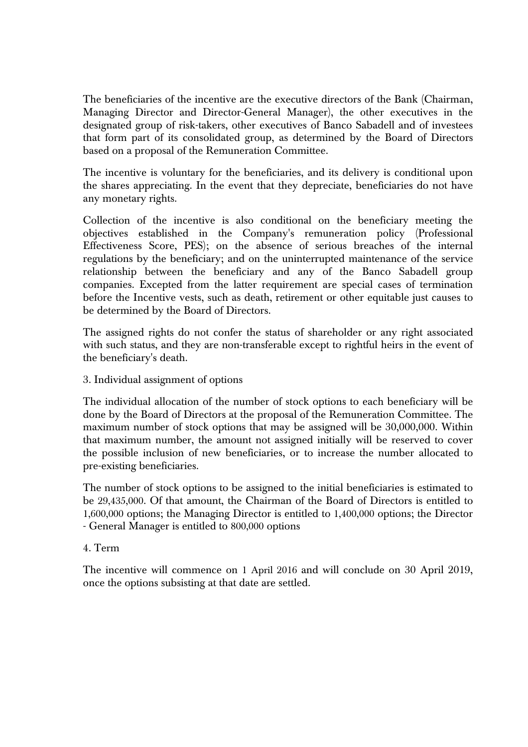The beneficiaries of the incentive are the executive directors of the Bank (Chairman, Managing Director and Director-General Manager), the other executives in the designated group of risk-takers, other executives of Banco Sabadell and of investees that form part of its consolidated group, as determined by the Board of Directors based on a proposal of the Remuneration Committee.

The incentive is voluntary for the beneficiaries, and its delivery is conditional upon the shares appreciating. In the event that they depreciate, beneficiaries do not have any monetary rights.

Collection of the incentive is also conditional on the beneficiary meeting the objectives established in the Company's remuneration policy (Professional Effectiveness Score, PES); on the absence of serious breaches of the internal regulations by the beneficiary; and on the uninterrupted maintenance of the service relationship between the beneficiary and any of the Banco Sabadell group companies. Excepted from the latter requirement are special cases of termination before the Incentive vests, such as death, retirement or other equitable just causes to be determined by the Board of Directors.

The assigned rights do not confer the status of shareholder or any right associated with such status, and they are non-transferable except to rightful heirs in the event of the beneficiary's death.

3. Individual assignment of options

The individual allocation of the number of stock options to each beneficiary will be done by the Board of Directors at the proposal of the Remuneration Committee. The maximum number of stock options that may be assigned will be 30,000,000. Within that maximum number, the amount not assigned initially will be reserved to cover the possible inclusion of new beneficiaries, or to increase the number allocated to pre-existing beneficiaries.

The number of stock options to be assigned to the initial beneficiaries is estimated to be 29,435,000. Of that amount, the Chairman of the Board of Directors is entitled to 1,600,000 options; the Managing Director is entitled to 1,400,000 options; the Director - General Manager is entitled to 800,000 options

4. Term

The incentive will commence on 1 April 2016 and will conclude on 30 April 2019, once the options subsisting at that date are settled.